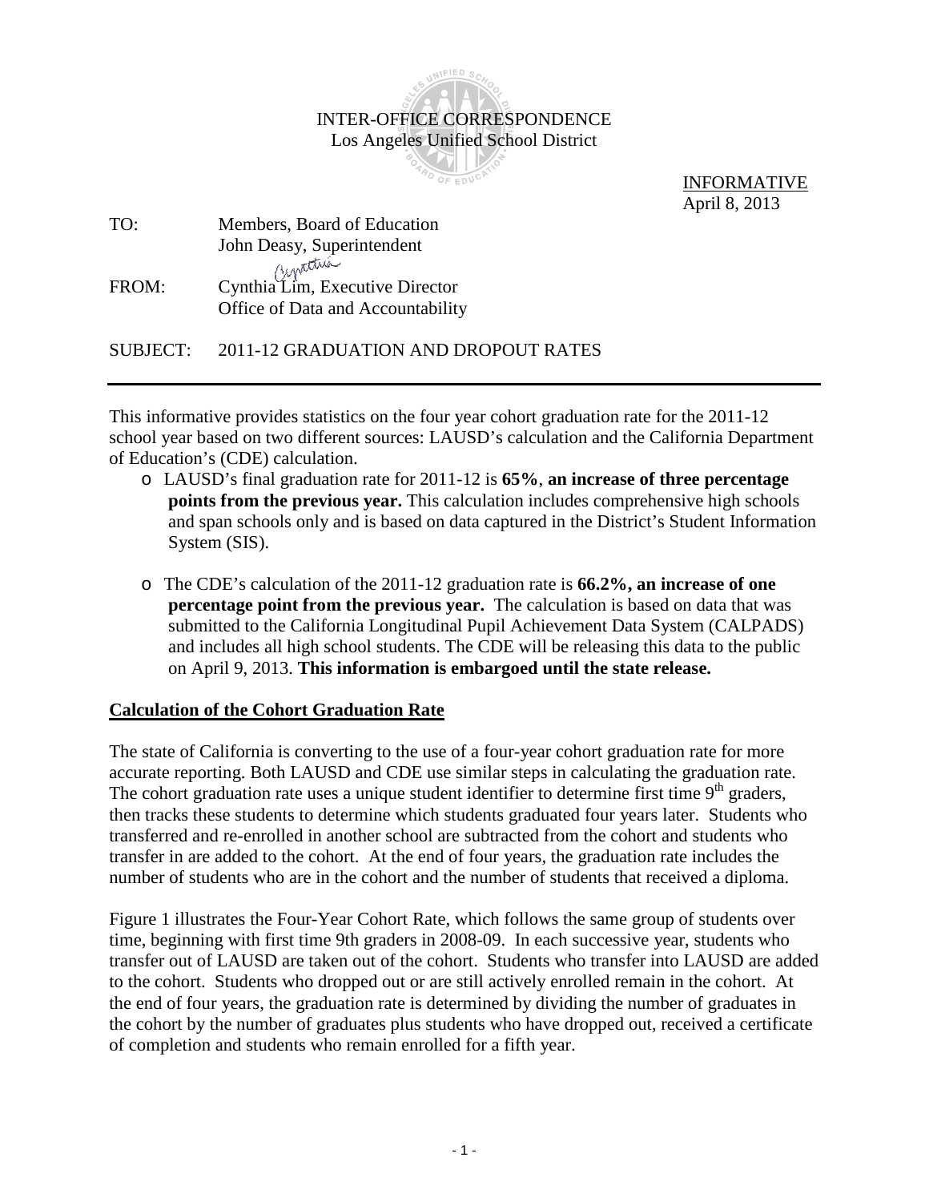INTER-OFFICE CORRESPONDENCE
Los Angeles Unified School District

INFORMATIVE
April 8, 2013

TO: Members, Board of Education
John Deasy, Superintendent

FROM: Cynthia Lim, Executive Director
Office of Data and Accountability

SUBJECT: 2011-12 GRADUATION AND DROPOUT RATES

---

This informative provides statistics on the four year cohort graduation rate for the 2011-12 school year based on two different sources: LAUSD's calculation and the California Department of Education's (CDE) calculation.

- LAUSD's final graduation rate for 2011-12 is **65%**, **an increase of three percentage points from the previous year.** This calculation includes comprehensive high schools and span schools only and is based on data captured in the District's Student Information System (SIS).

- The CDE's calculation of the 2011-12 graduation rate is **66.2%, an increase of one percentage point from the previous year.** The calculation is based on data that was submitted to the California Longitudinal Pupil Achievement Data System (CALPADS) and includes all high school students. The CDE will be releasing this data to the public on April 9, 2013. **This information is embargoed until the state release.**

## Calculation of the Cohort Graduation Rate

The state of California is converting to the use of a four-year cohort graduation rate for more accurate reporting. Both LAUSD and CDE use similar steps in calculating the graduation rate. The cohort graduation rate uses a unique student identifier to determine first time 9th graders, then tracks these students to determine which students graduated four years later. Students who transferred and re-enrolled in another school are subtracted from the cohort and students who transfer in are added to the cohort. At the end of four years, the graduation rate includes the number of students who are in the cohort and the number of students that received a diploma.

Figure 1 illustrates the Four-Year Cohort Rate, which follows the same group of students over time, beginning with first time 9th graders in 2008-09. In each successive year, students who transfer out of LAUSD are taken out of the cohort. Students who transfer into LAUSD are added to the cohort. Students who dropped out or are still actively enrolled remain in the cohort. At the end of four years, the graduation rate is determined by dividing the number of graduates in the cohort by the number of graduates plus students who have dropped out, received a certificate of completion and students who remain enrolled for a fifth year.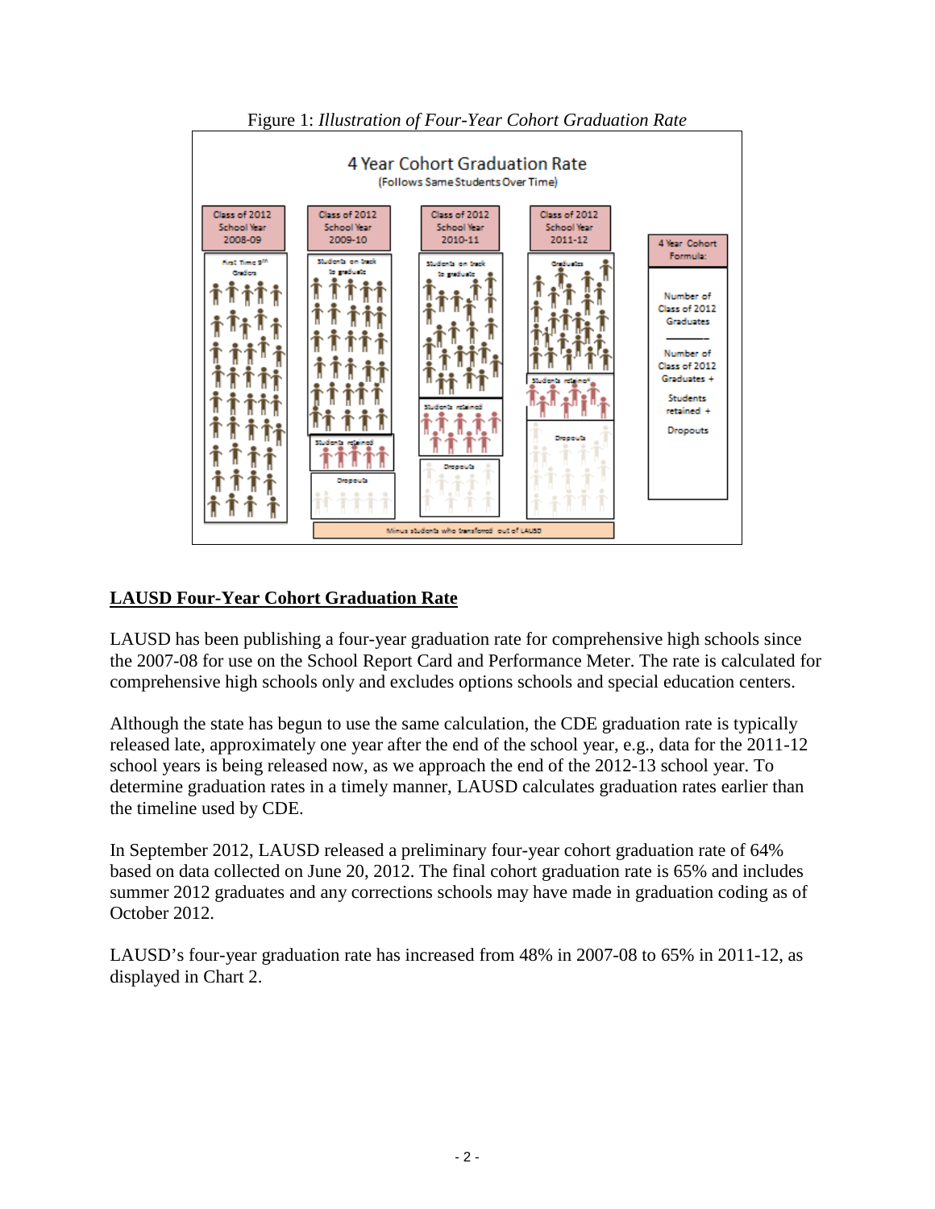Figure 1: *Illustration of Four-Year Cohort Graduation Rate*

4 Year Cohort Graduation Rate
(Follows Same Students Over Time)

| Class of 2012 School Year 2008-09 | Class of 2012 School Year 2009-10 | Class of 2012 School Year 2010-11 | Class of 2012 School Year 2011-12 | 4 Year Cohort Formula: |
|---|---|---|---|---|
| First Time 9th Graders | Students on track to graduate | Students on track to graduate | Graduates | Number of Class of 2012 Graduates / Number of Class of 2012 Graduates + Students retained + Dropouts |
| | Students retained | Students retained | Students retained | |
| | Dropouts | Dropouts | Dropouts | |

Minus students who transferred out of LAUSD

## LAUSD Four-Year Cohort Graduation Rate

LAUSD has been publishing a four-year graduation rate for comprehensive high schools since the 2007-08 for use on the School Report Card and Performance Meter. The rate is calculated for comprehensive high schools only and excludes options schools and special education centers.

Although the state has begun to use the same calculation, the CDE graduation rate is typically released late, approximately one year after the end of the school year, e.g., data for the 2011-12 school years is being released now, as we approach the end of the 2012-13 school year. To determine graduation rates in a timely manner, LAUSD calculates graduation rates earlier than the timeline used by CDE.

In September 2012, LAUSD released a preliminary four-year cohort graduation rate of 64% based on data collected on June 20, 2012. The final cohort graduation rate is 65% and includes summer 2012 graduates and any corrections schools may have made in graduation coding as of October 2012.

LAUSD's four-year graduation rate has increased from 48% in 2007-08 to 65% in 2011-12, as displayed in Chart 2.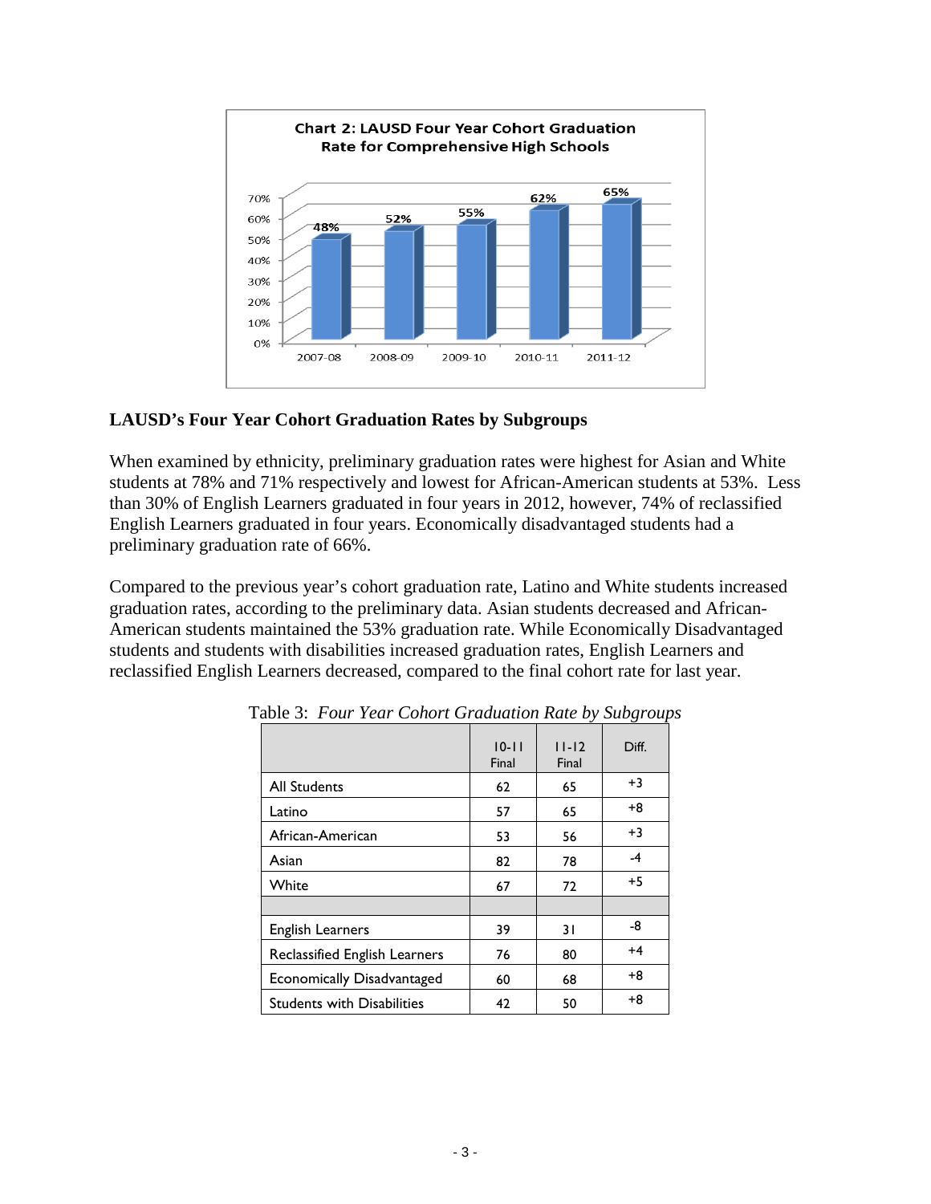**Chart 2: LAUSD Four Year Cohort Graduation Rate for Comprehensive High Schools**

| Year | Rate |
|---|---|
| 2007-08 | 48% |
| 2008-09 | 52% |
| 2009-10 | 55% |
| 2010-11 | 62% |
| 2011-12 | 65% |

**LAUSD's Four Year Cohort Graduation Rates by Subgroups**

When examined by ethnicity, preliminary graduation rates were highest for Asian and White students at 78% and 71% respectively and lowest for African-American students at 53%. Less than 30% of English Learners graduated in four years in 2012, however, 74% of reclassified English Learners graduated in four years. Economically disadvantaged students had a preliminary graduation rate of 66%.

Compared to the previous year's cohort graduation rate, Latino and White students increased graduation rates, according to the preliminary data. Asian students decreased and African-American students maintained the 53% graduation rate. While Economically Disadvantaged students and students with disabilities increased graduation rates, English Learners and reclassified English Learners decreased, compared to the final cohort rate for last year.

Table 3: *Four Year Cohort Graduation Rate by Subgroups*

| | 10-11 Final | 11-12 Final | Diff. |
|---|---|---|---|
| All Students | 62 | 65 | +3 |
| Latino | 57 | 65 | +8 |
| African-American | 53 | 56 | +3 |
| Asian | 82 | 78 | -4 |
| White | 67 | 72 | +5 |
| | | | |
| English Learners | 39 | 31 | -8 |
| Reclassified English Learners | 76 | 80 | +4 |
| Economically Disadvantaged | 60 | 68 | +8 |
| Students with Disabilities | 42 | 50 | +8 |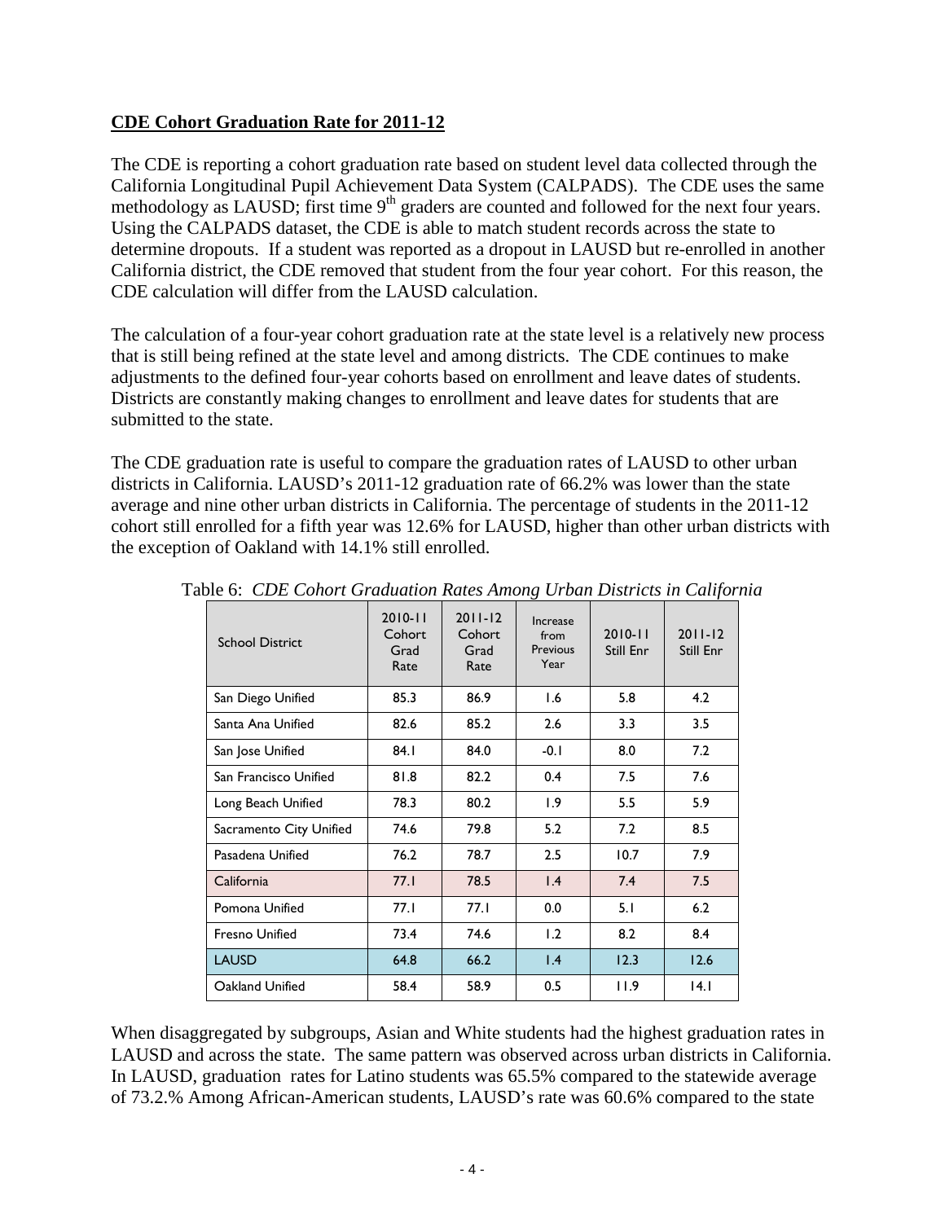**CDE Cohort Graduation Rate for 2011-12**

The CDE is reporting a cohort graduation rate based on student level data collected through the California Longitudinal Pupil Achievement Data System (CALPADS). The CDE uses the same methodology as LAUSD; first time 9th graders are counted and followed for the next four years. Using the CALPADS dataset, the CDE is able to match student records across the state to determine dropouts. If a student was reported as a dropout in LAUSD but re-enrolled in another California district, the CDE removed that student from the four year cohort. For this reason, the CDE calculation will differ from the LAUSD calculation.

The calculation of a four-year cohort graduation rate at the state level is a relatively new process that is still being refined at the state level and among districts. The CDE continues to make adjustments to the defined four-year cohorts based on enrollment and leave dates of students. Districts are constantly making changes to enrollment and leave dates for students that are submitted to the state.

The CDE graduation rate is useful to compare the graduation rates of LAUSD to other urban districts in California. LAUSD's 2011-12 graduation rate of 66.2% was lower than the state average and nine other urban districts in California. The percentage of students in the 2011-12 cohort still enrolled for a fifth year was 12.6% for LAUSD, higher than other urban districts with the exception of Oakland with 14.1% still enrolled.

Table 6: *CDE Cohort Graduation Rates Among Urban Districts in California*

| School District | 2010-11 Cohort Grad Rate | 2011-12 Cohort Grad Rate | Increase from Previous Year | 2010-11 Still Enr | 2011-12 Still Enr |
|---|---|---|---|---|---|
| San Diego Unified | 85.3 | 86.9 | 1.6 | 5.8 | 4.2 |
| Santa Ana Unified | 82.6 | 85.2 | 2.6 | 3.3 | 3.5 |
| San Jose Unified | 84.1 | 84.0 | -0.1 | 8.0 | 7.2 |
| San Francisco Unified | 81.8 | 82.2 | 0.4 | 7.5 | 7.6 |
| Long Beach Unified | 78.3 | 80.2 | 1.9 | 5.5 | 5.9 |
| Sacramento City Unified | 74.6 | 79.8 | 5.2 | 7.2 | 8.5 |
| Pasadena Unified | 76.2 | 78.7 | 2.5 | 10.7 | 7.9 |
| California | 77.1 | 78.5 | 1.4 | 7.4 | 7.5 |
| Pomona Unified | 77.1 | 77.1 | 0.0 | 5.1 | 6.2 |
| Fresno Unified | 73.4 | 74.6 | 1.2 | 8.2 | 8.4 |
| LAUSD | 64.8 | 66.2 | 1.4 | 12.3 | 12.6 |
| Oakland Unified | 58.4 | 58.9 | 0.5 | 11.9 | 14.1 |

When disaggregated by subgroups, Asian and White students had the highest graduation rates in LAUSD and across the state. The same pattern was observed across urban districts in California. In LAUSD, graduation rates for Latino students was 65.5% compared to the statewide average of 73.2.% Among African-American students, LAUSD's rate was 60.6% compared to the state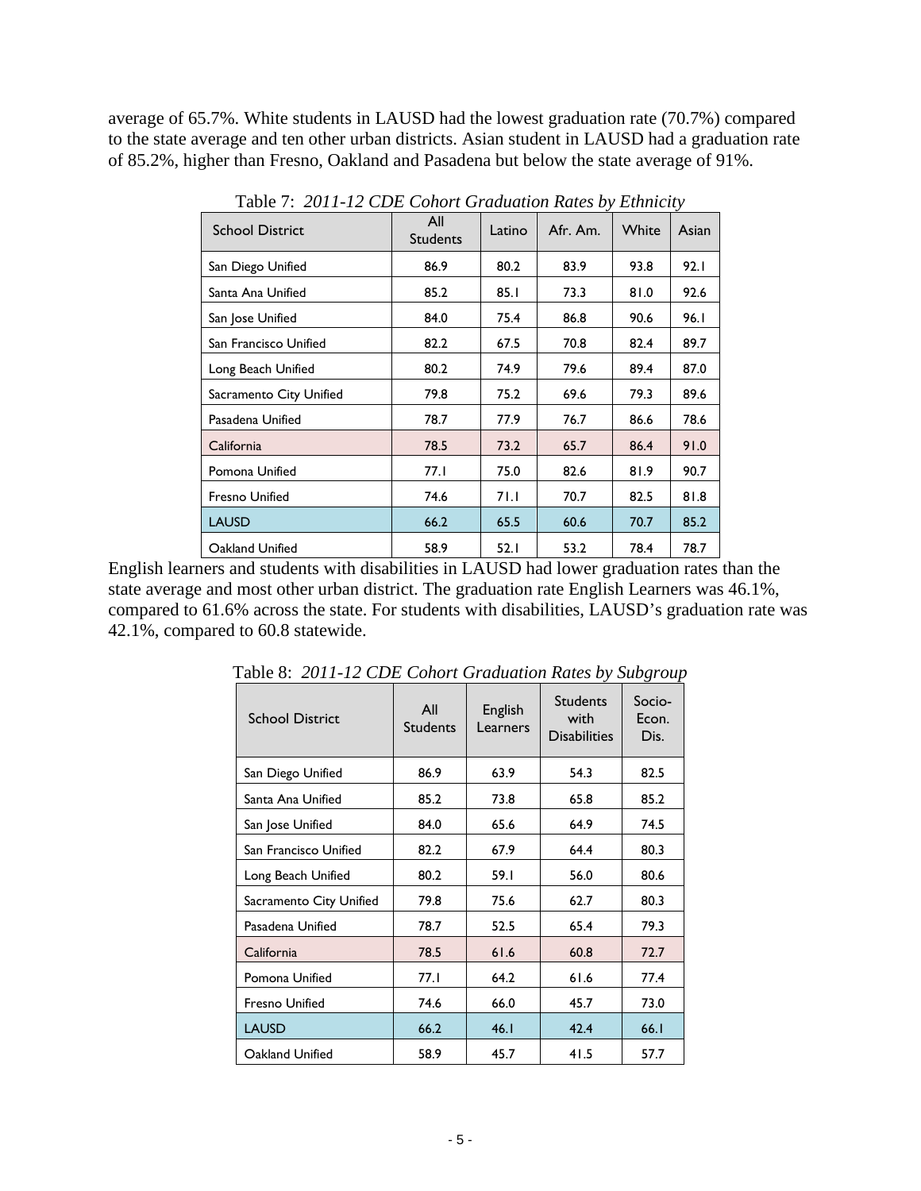average of 65.7%. White students in LAUSD had the lowest graduation rate (70.7%) compared to the state average and ten other urban districts. Asian student in LAUSD had a graduation rate of 85.2%, higher than Fresno, Oakland and Pasadena but below the state average of 91%.

Table 7: *2011-12 CDE Cohort Graduation Rates by Ethnicity*

| School District | All Students | Latino | Afr. Am. | White | Asian |
|---|---|---|---|---|---|
| San Diego Unified | 86.9 | 80.2 | 83.9 | 93.8 | 92.1 |
| Santa Ana Unified | 85.2 | 85.1 | 73.3 | 81.0 | 92.6 |
| San Jose Unified | 84.0 | 75.4 | 86.8 | 90.6 | 96.1 |
| San Francisco Unified | 82.2 | 67.5 | 70.8 | 82.4 | 89.7 |
| Long Beach Unified | 80.2 | 74.9 | 79.6 | 89.4 | 87.0 |
| Sacramento City Unified | 79.8 | 75.2 | 69.6 | 79.3 | 89.6 |
| Pasadena Unified | 78.7 | 77.9 | 76.7 | 86.6 | 78.6 |
| California | 78.5 | 73.2 | 65.7 | 86.4 | 91.0 |
| Pomona Unified | 77.1 | 75.0 | 82.6 | 81.9 | 90.7 |
| Fresno Unified | 74.6 | 71.1 | 70.7 | 82.5 | 81.8 |
| LAUSD | 66.2 | 65.5 | 60.6 | 70.7 | 85.2 |
| Oakland Unified | 58.9 | 52.1 | 53.2 | 78.4 | 78.7 |

English learners and students with disabilities in LAUSD had lower graduation rates than the state average and most other urban district. The graduation rate English Learners was 46.1%, compared to 61.6% across the state. For students with disabilities, LAUSD's graduation rate was 42.1%, compared to 60.8 statewide.

Table 8: *2011-12 CDE Cohort Graduation Rates by Subgroup*

| School District | All Students | English Learners | Students with Disabilities | Socio-Econ. Dis. |
|---|---|---|---|---|
| San Diego Unified | 86.9 | 63.9 | 54.3 | 82.5 |
| Santa Ana Unified | 85.2 | 73.8 | 65.8 | 85.2 |
| San Jose Unified | 84.0 | 65.6 | 64.9 | 74.5 |
| San Francisco Unified | 82.2 | 67.9 | 64.4 | 80.3 |
| Long Beach Unified | 80.2 | 59.1 | 56.0 | 80.6 |
| Sacramento City Unified | 79.8 | 75.6 | 62.7 | 80.3 |
| Pasadena Unified | 78.7 | 52.5 | 65.4 | 79.3 |
| California | 78.5 | 61.6 | 60.8 | 72.7 |
| Pomona Unified | 77.1 | 64.2 | 61.6 | 77.4 |
| Fresno Unified | 74.6 | 66.0 | 45.7 | 73.0 |
| LAUSD | 66.2 | 46.1 | 42.4 | 66.1 |
| Oakland Unified | 58.9 | 45.7 | 41.5 | 57.7 |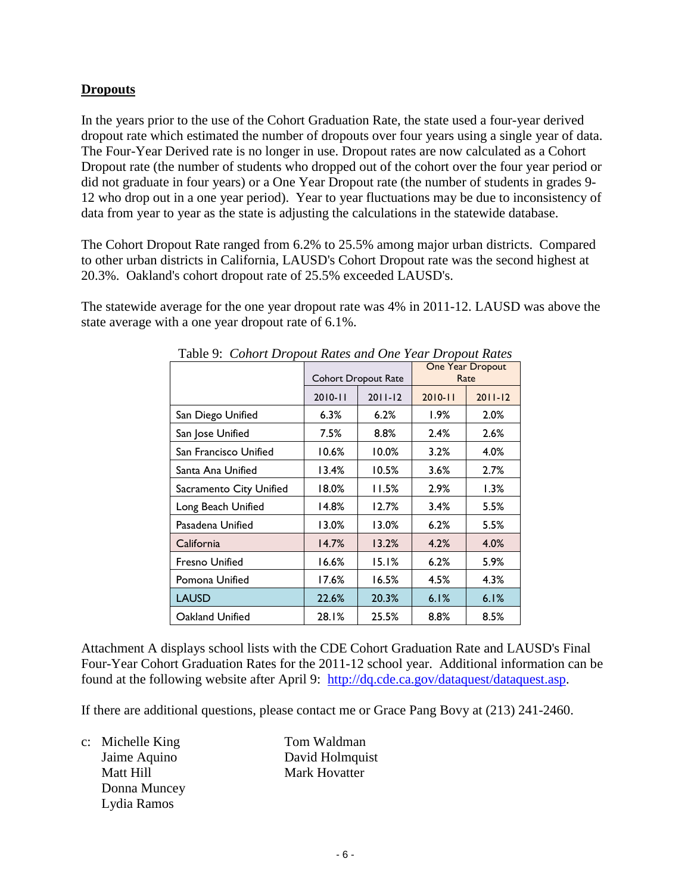## Dropouts

In the years prior to the use of the Cohort Graduation Rate, the state used a four-year derived dropout rate which estimated the number of dropouts over four years using a single year of data. The Four-Year Derived rate is no longer in use. Dropout rates are now calculated as a Cohort Dropout rate (the number of students who dropped out of the cohort over the four year period or did not graduate in four years) or a One Year Dropout rate (the number of students in grades 9-12 who drop out in a one year period). Year to year fluctuations may be due to inconsistency of data from year to year as the state is adjusting the calculations in the statewide database.

The Cohort Dropout Rate ranged from 6.2% to 25.5% among major urban districts. Compared to other urban districts in California, LAUSD's Cohort Dropout rate was the second highest at 20.3%. Oakland's cohort dropout rate of 25.5% exceeded LAUSD's.

The statewide average for the one year dropout rate was 4% in 2011-12. LAUSD was above the state average with a one year dropout rate of 6.1%.

Table 9: *Cohort Dropout Rates and One Year Dropout Rates*

| | Cohort Dropout Rate | | One Year Dropout Rate | |
|---|---|---|---|---|
| | 2010-11 | 2011-12 | 2010-11 | 2011-12 |
| San Diego Unified | 6.3% | 6.2% | 1.9% | 2.0% |
| San Jose Unified | 7.5% | 8.8% | 2.4% | 2.6% |
| San Francisco Unified | 10.6% | 10.0% | 3.2% | 4.0% |
| Santa Ana Unified | 13.4% | 10.5% | 3.6% | 2.7% |
| Sacramento City Unified | 18.0% | 11.5% | 2.9% | 1.3% |
| Long Beach Unified | 14.8% | 12.7% | 3.4% | 5.5% |
| Pasadena Unified | 13.0% | 13.0% | 6.2% | 5.5% |
| California | 14.7% | 13.2% | 4.2% | 4.0% |
| Fresno Unified | 16.6% | 15.1% | 6.2% | 5.9% |
| Pomona Unified | 17.6% | 16.5% | 4.5% | 4.3% |
| LAUSD | 22.6% | 20.3% | 6.1% | 6.1% |
| Oakland Unified | 28.1% | 25.5% | 8.8% | 8.5% |

Attachment A displays school lists with the CDE Cohort Graduation Rate and LAUSD's Final Four-Year Cohort Graduation Rates for the 2011-12 school year. Additional information can be found at the following website after April 9: http://dq.cde.ca.gov/dataquest/dataquest.asp.

If there are additional questions, please contact me or Grace Pang Bovy at (213) 241-2460.

c: Michelle King
Jaime Aquino
Matt Hill
Donna Muncey
Lydia Ramos
Tom Waldman
David Holmquist
Mark Hovatter